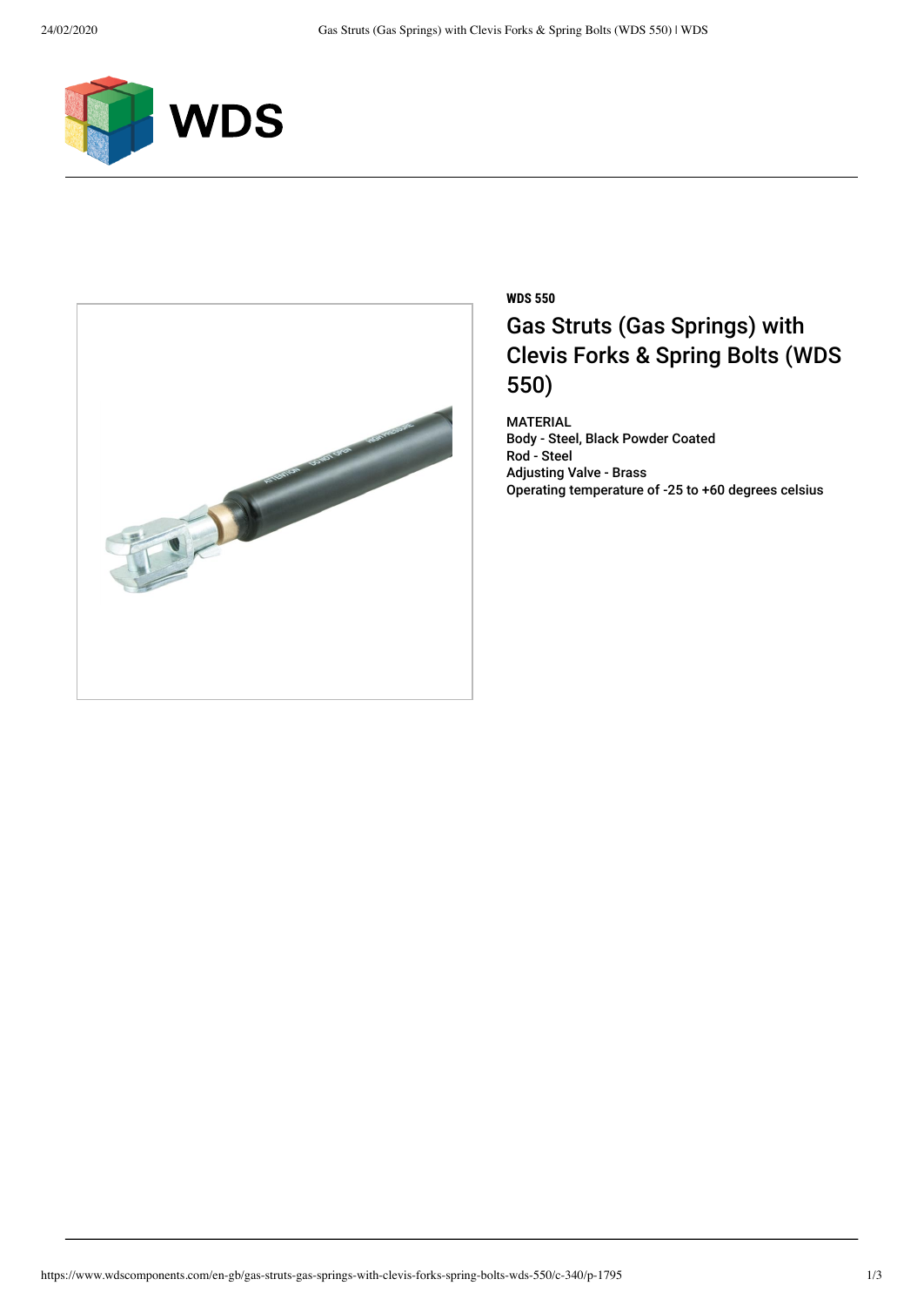**WDS 550**

# Gas Struts (Gas Springs) with Clevis Forks & Spring Bolts (WDS 550)

MATERIAL
Body - Steel, Black Powder Coated
Rod - Steel
Adjusting Valve - Brass
Operating temperature of -25 to +60 degrees celsius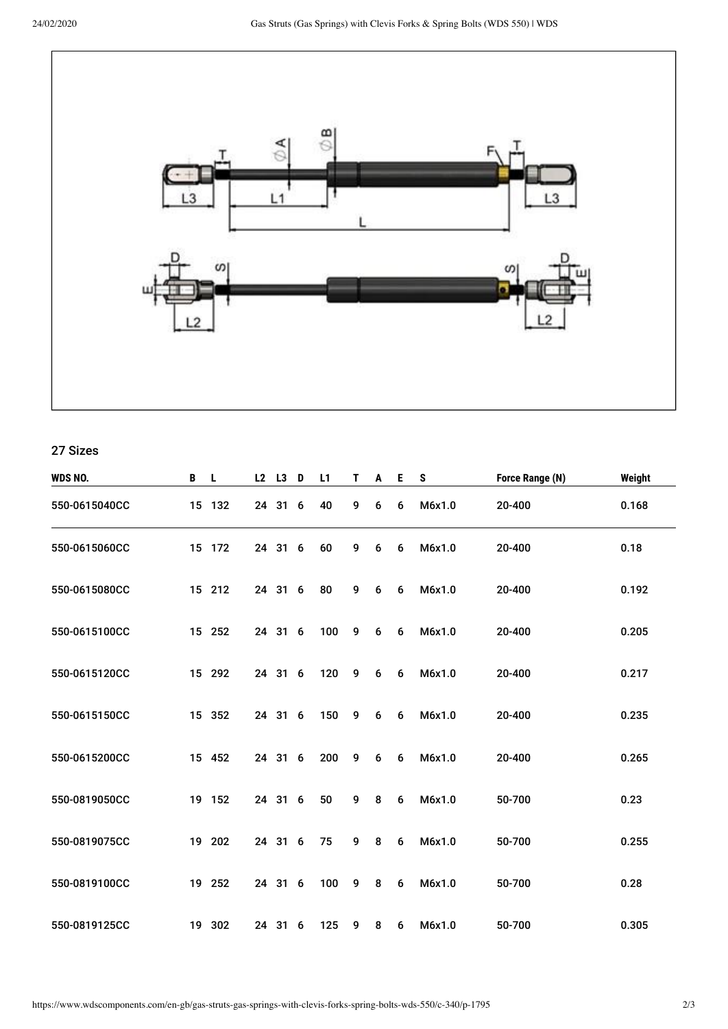## 27 Sizes

| WDS NO. | B | L | L2 | L3 | D | L1 | T | A | E | S | Force Range (N) | Weight |
|---|---|---|---|---|---|---|---|---|---|---|---|---|
| 550-0615040CC | 15 | 132 | 24 | 31 | 6 | 40 | 9 | 6 | 6 | M6x1.0 | 20-400 | 0.168 |
| 550-0615060CC | 15 | 172 | 24 | 31 | 6 | 60 | 9 | 6 | 6 | M6x1.0 | 20-400 | 0.18 |
| 550-0615080CC | 15 | 212 | 24 | 31 | 6 | 80 | 9 | 6 | 6 | M6x1.0 | 20-400 | 0.192 |
| 550-0615100CC | 15 | 252 | 24 | 31 | 6 | 100 | 9 | 6 | 6 | M6x1.0 | 20-400 | 0.205 |
| 550-0615120CC | 15 | 292 | 24 | 31 | 6 | 120 | 9 | 6 | 6 | M6x1.0 | 20-400 | 0.217 |
| 550-0615150CC | 15 | 352 | 24 | 31 | 6 | 150 | 9 | 6 | 6 | M6x1.0 | 20-400 | 0.235 |
| 550-0615200CC | 15 | 452 | 24 | 31 | 6 | 200 | 9 | 6 | 6 | M6x1.0 | 20-400 | 0.265 |
| 550-0819050CC | 19 | 152 | 24 | 31 | 6 | 50 | 9 | 8 | 6 | M6x1.0 | 50-700 | 0.23 |
| 550-0819075CC | 19 | 202 | 24 | 31 | 6 | 75 | 9 | 8 | 6 | M6x1.0 | 50-700 | 0.255 |
| 550-0819100CC | 19 | 252 | 24 | 31 | 6 | 100 | 9 | 8 | 6 | M6x1.0 | 50-700 | 0.28 |
| 550-0819125CC | 19 | 302 | 24 | 31 | 6 | 125 | 9 | 8 | 6 | M6x1.0 | 50-700 | 0.305 |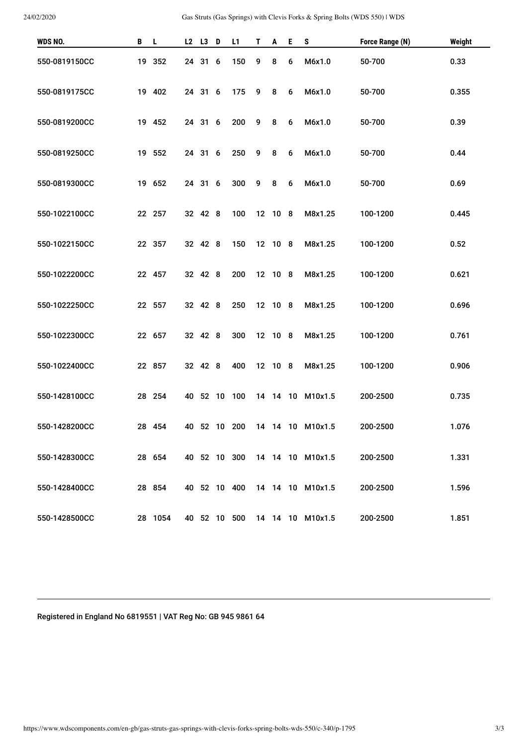| WDS NO. | B | L | L2 | L3 | D | L1 | T | A | E | S | Force Range (N) | Weight |
|---|---|---|---|---|---|---|---|---|---|---|---|---|
| 550-0819150CC | 19 | 352 | 24 | 31 | 6 | 150 | 9 | 8 | 6 | M6x1.0 | 50-700 | 0.33 |
| 550-0819175CC | 19 | 402 | 24 | 31 | 6 | 175 | 9 | 8 | 6 | M6x1.0 | 50-700 | 0.355 |
| 550-0819200CC | 19 | 452 | 24 | 31 | 6 | 200 | 9 | 8 | 6 | M6x1.0 | 50-700 | 0.39 |
| 550-0819250CC | 19 | 552 | 24 | 31 | 6 | 250 | 9 | 8 | 6 | M6x1.0 | 50-700 | 0.44 |
| 550-0819300CC | 19 | 652 | 24 | 31 | 6 | 300 | 9 | 8 | 6 | M6x1.0 | 50-700 | 0.69 |
| 550-1022100CC | 22 | 257 | 32 | 42 | 8 | 100 | 12 | 10 | 8 | M8x1.25 | 100-1200 | 0.445 |
| 550-1022150CC | 22 | 357 | 32 | 42 | 8 | 150 | 12 | 10 | 8 | M8x1.25 | 100-1200 | 0.52 |
| 550-1022200CC | 22 | 457 | 32 | 42 | 8 | 200 | 12 | 10 | 8 | M8x1.25 | 100-1200 | 0.621 |
| 550-1022250CC | 22 | 557 | 32 | 42 | 8 | 250 | 12 | 10 | 8 | M8x1.25 | 100-1200 | 0.696 |
| 550-1022300CC | 22 | 657 | 32 | 42 | 8 | 300 | 12 | 10 | 8 | M8x1.25 | 100-1200 | 0.761 |
| 550-1022400CC | 22 | 857 | 32 | 42 | 8 | 400 | 12 | 10 | 8 | M8x1.25 | 100-1200 | 0.906 |
| 550-1428100CC | 28 | 254 | 40 | 52 | 10 | 100 | 14 | 14 | 10 | M10x1.5 | 200-2500 | 0.735 |
| 550-1428200CC | 28 | 454 | 40 | 52 | 10 | 200 | 14 | 14 | 10 | M10x1.5 | 200-2500 | 1.076 |
| 550-1428300CC | 28 | 654 | 40 | 52 | 10 | 300 | 14 | 14 | 10 | M10x1.5 | 200-2500 | 1.331 |
| 550-1428400CC | 28 | 854 | 40 | 52 | 10 | 400 | 14 | 14 | 10 | M10x1.5 | 200-2500 | 1.596 |
| 550-1428500CC | 28 | 1054 | 40 | 52 | 10 | 500 | 14 | 14 | 10 | M10x1.5 | 200-2500 | 1.851 |

Registered in England No 6819551 | VAT Reg No: GB 945 9861 64